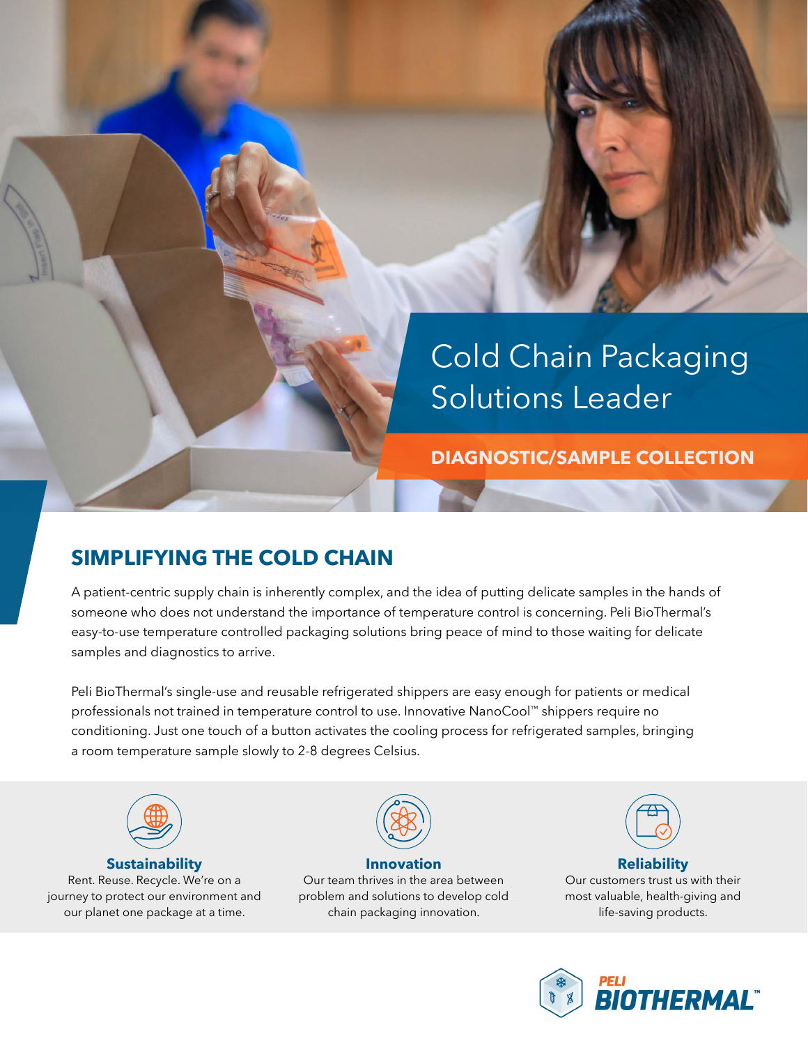# Cold Chain Packaging Solutions Leader

**DIAGNOSTIC/SAMPLE COLLECTION**

## SIMPLIFYING THE COLD CHAIN

A patient-centric supply chain is inherently complex, and the idea of putting delicate samples in the hands of someone who does not understand the importance of temperature control is concerning. Peli BioThermal's easy-to-use temperature controlled packaging solutions bring peace of mind to those waiting for delicate samples and diagnostics to arrive.

Peli BioThermal's single-use and reusable refrigerated shippers are easy enough for patients or medical professionals not trained in temperature control to use. Innovative NanoCool™ shippers require no conditioning. Just one touch of a button activates the cooling process for refrigerated samples, bringing a room temperature sample slowly to 2-8 degrees Celsius.

**Sustainability**
Rent. Reuse. Recycle. We're on a journey to protect our environment and our planet one package at a time.

**Innovation**
Our team thrives in the area between problem and solutions to develop cold chain packaging innovation.

**Reliability**
Our customers trust us with their most valuable, health-giving and life-saving products.

PELI BIOTHERMAL™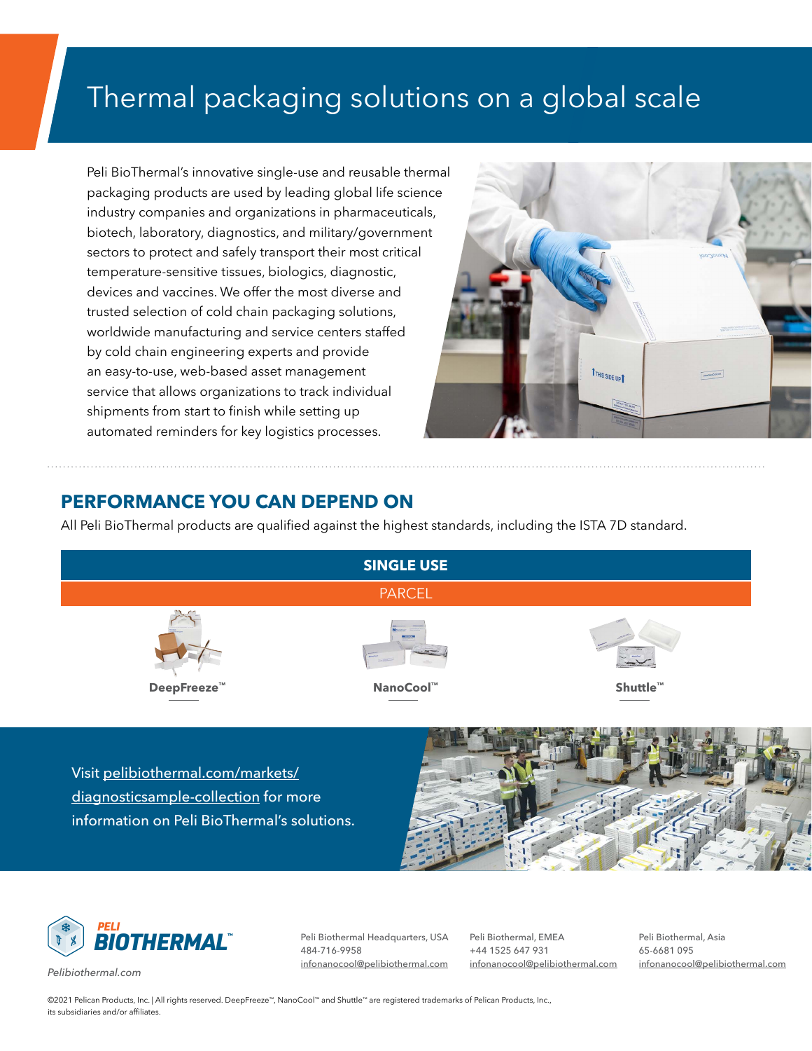# Thermal packaging solutions on a global scale

Peli BioThermal's innovative single-use and reusable thermal packaging products are used by leading global life science industry companies and organizations in pharmaceuticals, biotech, laboratory, diagnostics, and military/government sectors to protect and safely transport their most critical temperature-sensitive tissues, biologics, diagnostic, devices and vaccines. We offer the most diverse and trusted selection of cold chain packaging solutions, worldwide manufacturing and service centers staffed by cold chain engineering experts and provide an easy-to-use, web-based asset management service that allows organizations to track individual shipments from start to finish while setting up automated reminders for key logistics processes.

## PERFORMANCE YOU CAN DEPEND ON

All Peli BioThermal products are qualified against the highest standards, including the ISTA 7D standard.

**SINGLE USE**

PARCEL

**DeepFreeze™**

**NanoCool™**

**Shuttle™**

Visit pelibiothermal.com/markets/diagnosticsample-collection for more information on Peli BioThermal's solutions.

PELI BIOTHERMAL™

*Pelibiothermal.com*

Peli Biothermal Headquarters, USA
484-716-9958
infonanocool@pelibiothermal.com

Peli Biothermal, EMEA
+44 1525 647 931
infonanocool@pelibiothermal.com

Peli Biothermal, Asia
65-6681 095
infonanocool@pelibiothermal.com

©2021 Pelican Products, Inc. | All rights reserved. DeepFreeze™, NanoCool™ and Shuttle™ are registered trademarks of Pelican Products, Inc., its subsidiaries and/or affiliates.